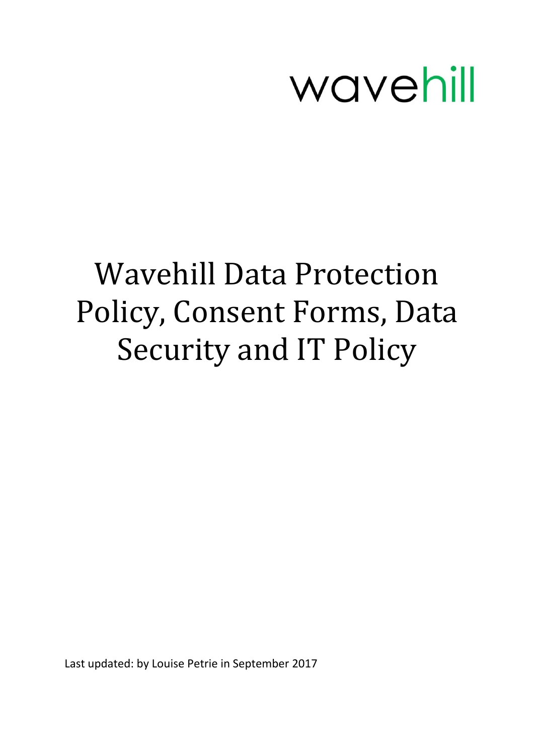wavehill

# Wavehill Data Protection Policy, Consent Forms, Data Security and IT Policy

Last updated: by Louise Petrie in September 2017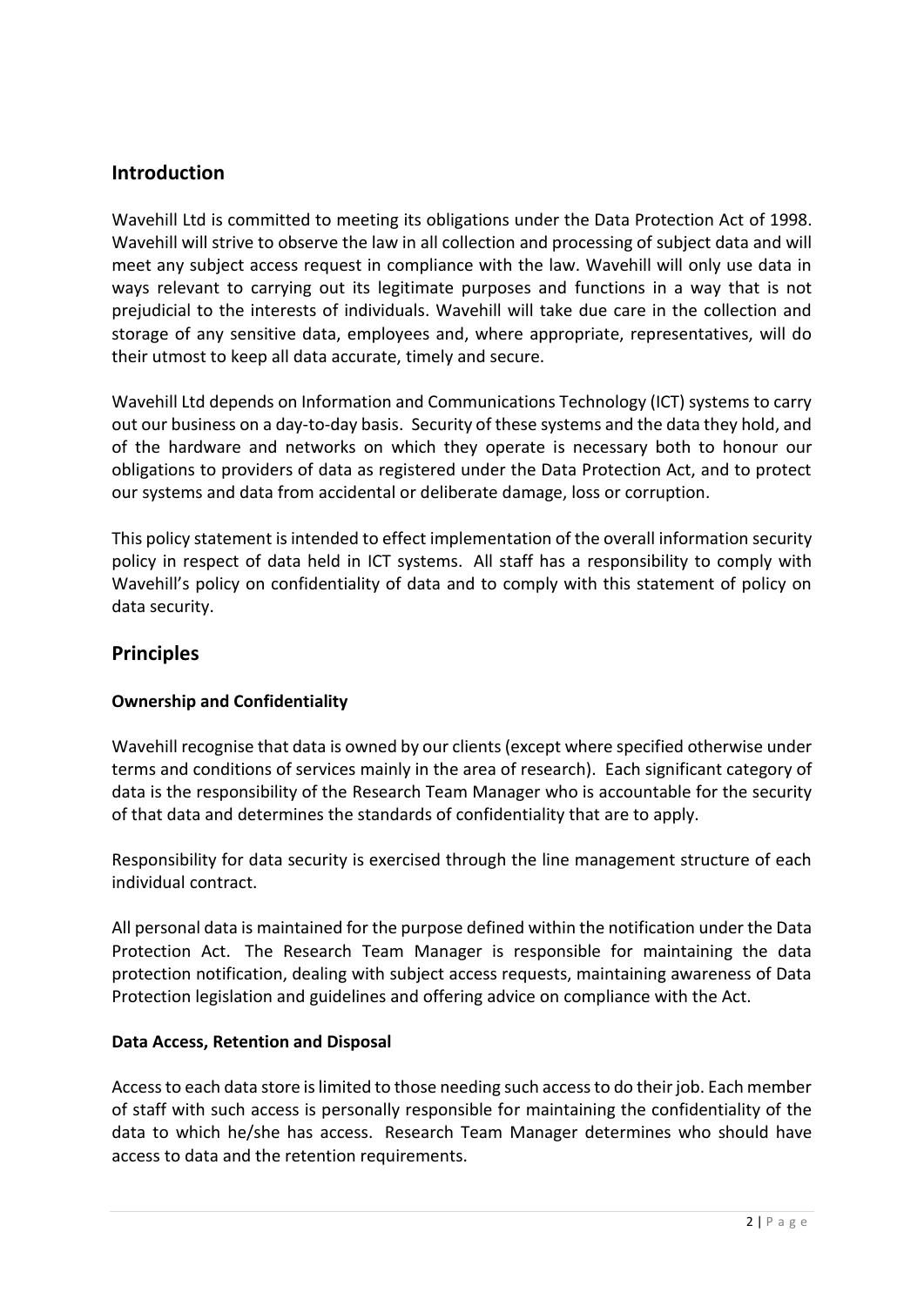## Introduction

Wavehill Ltd is committed to meeting its obligations under the Data Protection Act of 1998. Wavehill will strive to observe the law in all collection and processing of subject data and will meet any subject access request in compliance with the law. Wavehill will only use data in ways relevant to carrying out its legitimate purposes and functions in a way that is not prejudicial to the interests of individuals. Wavehill will take due care in the collection and storage of any sensitive data, employees and, where appropriate, representatives, will do their utmost to keep all data accurate, timely and secure.

Wavehill Ltd depends on Information and Communications Technology (ICT) systems to carry out our business on a day-to-day basis. Security of these systems and the data they hold, and of the hardware and networks on which they operate is necessary both to honour our obligations to providers of data as registered under the Data Protection Act, and to protect our systems and data from accidental or deliberate damage, loss or corruption.

This policy statement is intended to effect implementation of the overall information security policy in respect of data held in ICT systems. All staff has a responsibility to comply with Wavehill's policy on confidentiality of data and to comply with this statement of policy on data security.

## Principles

### Ownership and Confidentiality

Wavehill recognise that data is owned by our clients (except where specified otherwise under terms and conditions of services mainly in the area of research). Each significant category of data is the responsibility of the Research Team Manager who is accountable for the security of that data and determines the standards of confidentiality that are to apply.

Responsibility for data security is exercised through the line management structure of each individual contract.

All personal data is maintained for the purpose defined within the notification under the Data Protection Act. The Research Team Manager is responsible for maintaining the data protection notification, dealing with subject access requests, maintaining awareness of Data Protection legislation and guidelines and offering advice on compliance with the Act.

### Data Access, Retention and Disposal

Access to each data store is limited to those needing such access to do their job. Each member of staff with such access is personally responsible for maintaining the confidentiality of the data to which he/she has access. Research Team Manager determines who should have access to data and the retention requirements.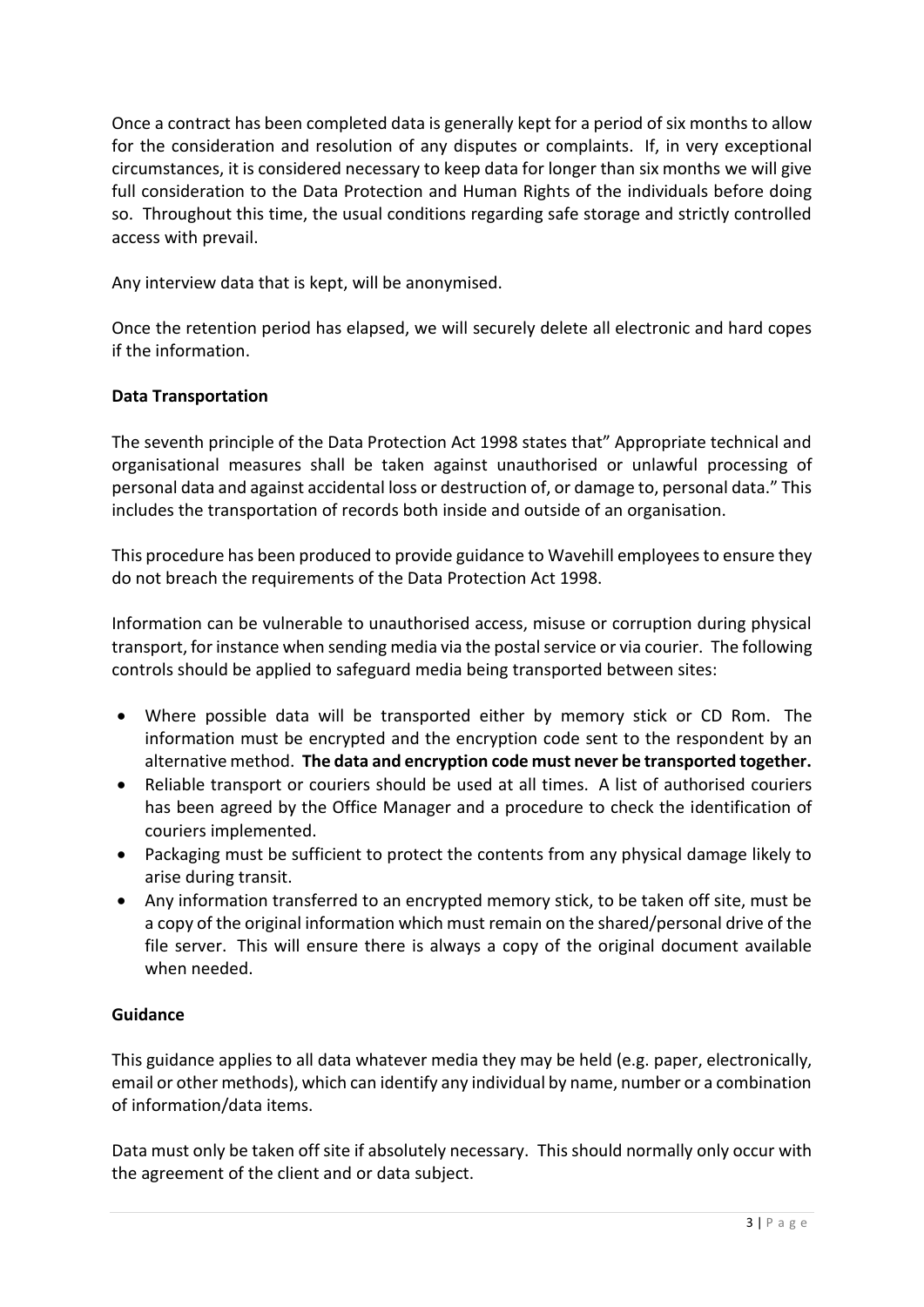Once a contract has been completed data is generally kept for a period of six months to allow for the consideration and resolution of any disputes or complaints. If, in very exceptional circumstances, it is considered necessary to keep data for longer than six months we will give full consideration to the Data Protection and Human Rights of the individuals before doing so. Throughout this time, the usual conditions regarding safe storage and strictly controlled access with prevail.

Any interview data that is kept, will be anonymised.

Once the retention period has elapsed, we will securely delete all electronic and hard copes if the information.

**Data Transportation**

The seventh principle of the Data Protection Act 1998 states that" Appropriate technical and organisational measures shall be taken against unauthorised or unlawful processing of personal data and against accidental loss or destruction of, or damage to, personal data." This includes the transportation of records both inside and outside of an organisation.

This procedure has been produced to provide guidance to Wavehill employees to ensure they do not breach the requirements of the Data Protection Act 1998.

Information can be vulnerable to unauthorised access, misuse or corruption during physical transport, for instance when sending media via the postal service or via courier. The following controls should be applied to safeguard media being transported between sites:

- Where possible data will be transported either by memory stick or CD Rom. The information must be encrypted and the encryption code sent to the respondent by an alternative method. **The data and encryption code must never be transported together.**
- Reliable transport or couriers should be used at all times. A list of authorised couriers has been agreed by the Office Manager and a procedure to check the identification of couriers implemented.
- Packaging must be sufficient to protect the contents from any physical damage likely to arise during transit.
- Any information transferred to an encrypted memory stick, to be taken off site, must be a copy of the original information which must remain on the shared/personal drive of the file server. This will ensure there is always a copy of the original document available when needed.

**Guidance**

This guidance applies to all data whatever media they may be held (e.g. paper, electronically, email or other methods), which can identify any individual by name, number or a combination of information/data items.

Data must only be taken off site if absolutely necessary. This should normally only occur with the agreement of the client and or data subject.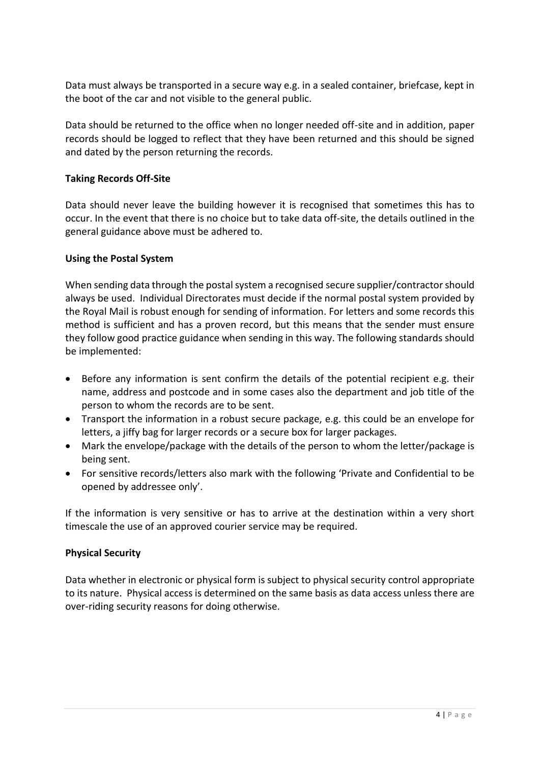Data must always be transported in a secure way e.g. in a sealed container, briefcase, kept in the boot of the car and not visible to the general public.

Data should be returned to the office when no longer needed off-site and in addition, paper records should be logged to reflect that they have been returned and this should be signed and dated by the person returning the records.

**Taking Records Off-Site**

Data should never leave the building however it is recognised that sometimes this has to occur. In the event that there is no choice but to take data off-site, the details outlined in the general guidance above must be adhered to.

**Using the Postal System**

When sending data through the postal system a recognised secure supplier/contractor should always be used. Individual Directorates must decide if the normal postal system provided by the Royal Mail is robust enough for sending of information. For letters and some records this method is sufficient and has a proven record, but this means that the sender must ensure they follow good practice guidance when sending in this way. The following standards should be implemented:

- Before any information is sent confirm the details of the potential recipient e.g. their name, address and postcode and in some cases also the department and job title of the person to whom the records are to be sent.
- Transport the information in a robust secure package, e.g. this could be an envelope for letters, a jiffy bag for larger records or a secure box for larger packages.
- Mark the envelope/package with the details of the person to whom the letter/package is being sent.
- For sensitive records/letters also mark with the following 'Private and Confidential to be opened by addressee only'.

If the information is very sensitive or has to arrive at the destination within a very short timescale the use of an approved courier service may be required.

**Physical Security**

Data whether in electronic or physical form is subject to physical security control appropriate to its nature. Physical access is determined on the same basis as data access unless there are over-riding security reasons for doing otherwise.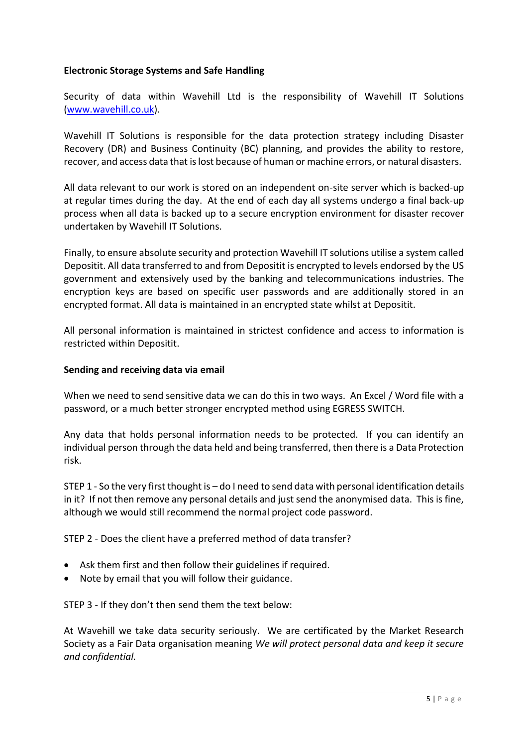**Electronic Storage Systems and Safe Handling**

Security of data within Wavehill Ltd is the responsibility of Wavehill IT Solutions ([www.wavehill.co.uk](http://www.wavehill.co.uk)).

Wavehill IT Solutions is responsible for the data protection strategy including Disaster Recovery (DR) and Business Continuity (BC) planning, and provides the ability to restore, recover, and access data that is lost because of human or machine errors, or natural disasters.

All data relevant to our work is stored on an independent on-site server which is backed-up at regular times during the day. At the end of each day all systems undergo a final back-up process when all data is backed up to a secure encryption environment for disaster recover undertaken by Wavehill IT Solutions.

Finally, to ensure absolute security and protection Wavehill IT solutions utilise a system called Depositit. All data transferred to and from Depositit is encrypted to levels endorsed by the US government and extensively used by the banking and telecommunications industries. The encryption keys are based on specific user passwords and are additionally stored in an encrypted format. All data is maintained in an encrypted state whilst at Depositit.

All personal information is maintained in strictest confidence and access to information is restricted within Depositit.

**Sending and receiving data via email**

When we need to send sensitive data we can do this in two ways. An Excel / Word file with a password, or a much better stronger encrypted method using EGRESS SWITCH.

Any data that holds personal information needs to be protected. If you can identify an individual person through the data held and being transferred, then there is a Data Protection risk.

STEP 1 - So the very first thought is – do I need to send data with personal identification details in it? If not then remove any personal details and just send the anonymised data. This is fine, although we would still recommend the normal project code password.

STEP 2 - Does the client have a preferred method of data transfer?

- Ask them first and then follow their guidelines if required.
- Note by email that you will follow their guidance.

STEP 3 - If they don't then send them the text below:

At Wavehill we take data security seriously. We are certificated by the Market Research Society as a Fair Data organisation meaning *We will protect personal data and keep it secure and confidential.*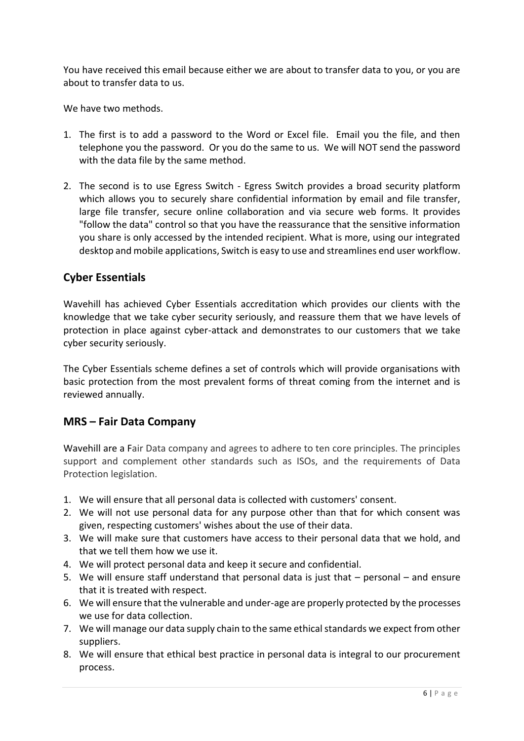You have received this email because either we are about to transfer data to you, or you are about to transfer data to us.

We have two methods.

1. The first is to add a password to the Word or Excel file. Email you the file, and then telephone you the password. Or you do the same to us. We will NOT send the password with the data file by the same method.

2. The second is to use Egress Switch - Egress Switch provides a broad security platform which allows you to securely share confidential information by email and file transfer, large file transfer, secure online collaboration and via secure web forms. It provides "follow the data" control so that you have the reassurance that the sensitive information you share is only accessed by the intended recipient. What is more, using our integrated desktop and mobile applications, Switch is easy to use and streamlines end user workflow.

## Cyber Essentials

Wavehill has achieved Cyber Essentials accreditation which provides our clients with the knowledge that we take cyber security seriously, and reassure them that we have levels of protection in place against cyber-attack and demonstrates to our customers that we take cyber security seriously.

The Cyber Essentials scheme defines a set of controls which will provide organisations with basic protection from the most prevalent forms of threat coming from the internet and is reviewed annually.

## MRS – Fair Data Company

Wavehill are a Fair Data company and agrees to adhere to ten core principles. The principles support and complement other standards such as ISOs, and the requirements of Data Protection legislation.

1. We will ensure that all personal data is collected with customers' consent.
2. We will not use personal data for any purpose other than that for which consent was given, respecting customers' wishes about the use of their data.
3. We will make sure that customers have access to their personal data that we hold, and that we tell them how we use it.
4. We will protect personal data and keep it secure and confidential.
5. We will ensure staff understand that personal data is just that – personal – and ensure that it is treated with respect.
6. We will ensure that the vulnerable and under-age are properly protected by the processes we use for data collection.
7. We will manage our data supply chain to the same ethical standards we expect from other suppliers.
8. We will ensure that ethical best practice in personal data is integral to our procurement process.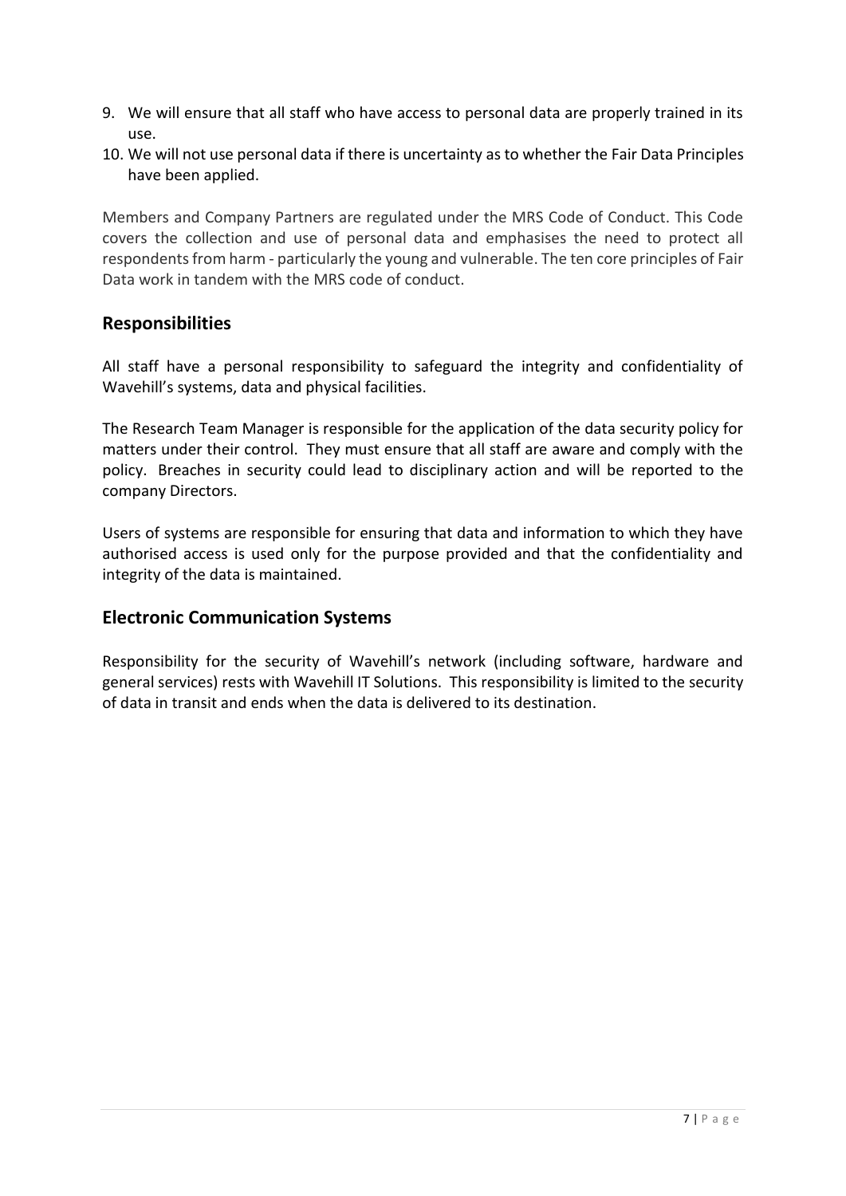9. We will ensure that all staff who have access to personal data are properly trained in its use.
10. We will not use personal data if there is uncertainty as to whether the Fair Data Principles have been applied.

Members and Company Partners are regulated under the MRS Code of Conduct. This Code covers the collection and use of personal data and emphasises the need to protect all respondents from harm - particularly the young and vulnerable. The ten core principles of Fair Data work in tandem with the MRS code of conduct.

## Responsibilities

All staff have a personal responsibility to safeguard the integrity and confidentiality of Wavehill's systems, data and physical facilities.

The Research Team Manager is responsible for the application of the data security policy for matters under their control. They must ensure that all staff are aware and comply with the policy. Breaches in security could lead to disciplinary action and will be reported to the company Directors.

Users of systems are responsible for ensuring that data and information to which they have authorised access is used only for the purpose provided and that the confidentiality and integrity of the data is maintained.

## Electronic Communication Systems

Responsibility for the security of Wavehill's network (including software, hardware and general services) rests with Wavehill IT Solutions. This responsibility is limited to the security of data in transit and ends when the data is delivered to its destination.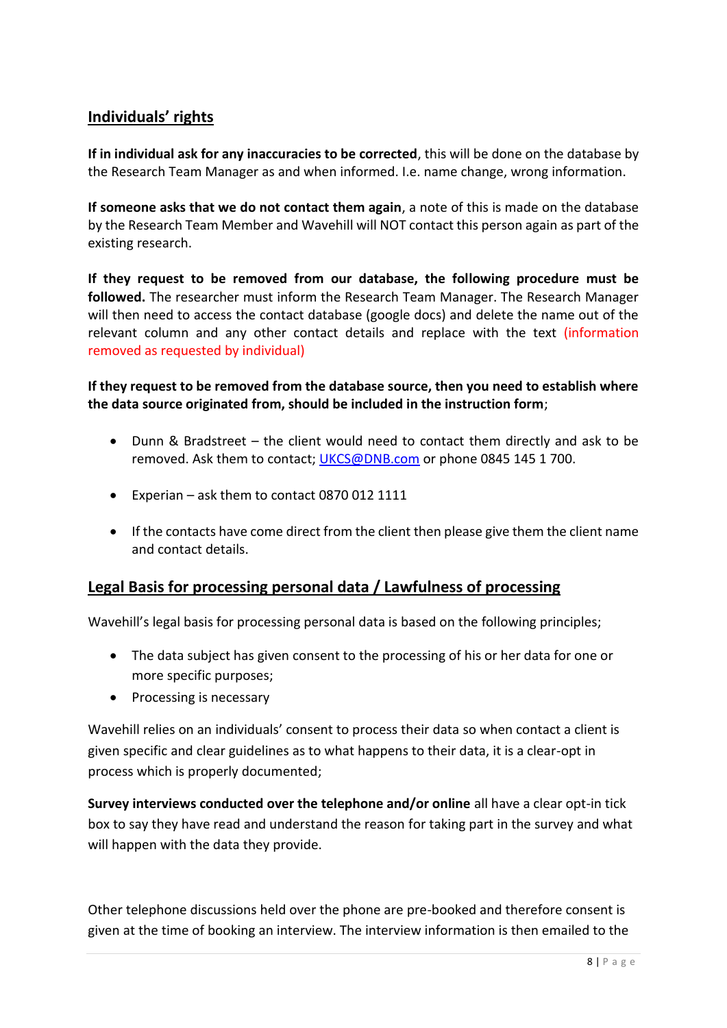## Individuals' rights

**If in individual ask for any inaccuracies to be corrected**, this will be done on the database by the Research Team Manager as and when informed. I.e. name change, wrong information.

**If someone asks that we do not contact them again**, a note of this is made on the database by the Research Team Member and Wavehill will NOT contact this person again as part of the existing research.

**If they request to be removed from our database, the following procedure must be followed.** The researcher must inform the Research Team Manager. The Research Manager will then need to access the contact database (google docs) and delete the name out of the relevant column and any other contact details and replace with the text (information removed as requested by individual)

**If they request to be removed from the database source, then you need to establish where the data source originated from, should be included in the instruction form**;

- Dunn & Bradstreet – the client would need to contact them directly and ask to be removed. Ask them to contact; UKCS@DNB.com or phone 0845 145 1 700.
- Experian – ask them to contact 0870 012 1111
- If the contacts have come direct from the client then please give them the client name and contact details.

## Legal Basis for processing personal data / Lawfulness of processing

Wavehill's legal basis for processing personal data is based on the following principles;

- The data subject has given consent to the processing of his or her data for one or more specific purposes;
- Processing is necessary

Wavehill relies on an individuals' consent to process their data so when contact a client is given specific and clear guidelines as to what happens to their data, it is a clear-opt in process which is properly documented;

**Survey interviews conducted over the telephone and/or online** all have a clear opt-in tick box to say they have read and understand the reason for taking part in the survey and what will happen with the data they provide.

Other telephone discussions held over the phone are pre-booked and therefore consent is given at the time of booking an interview. The interview information is then emailed to the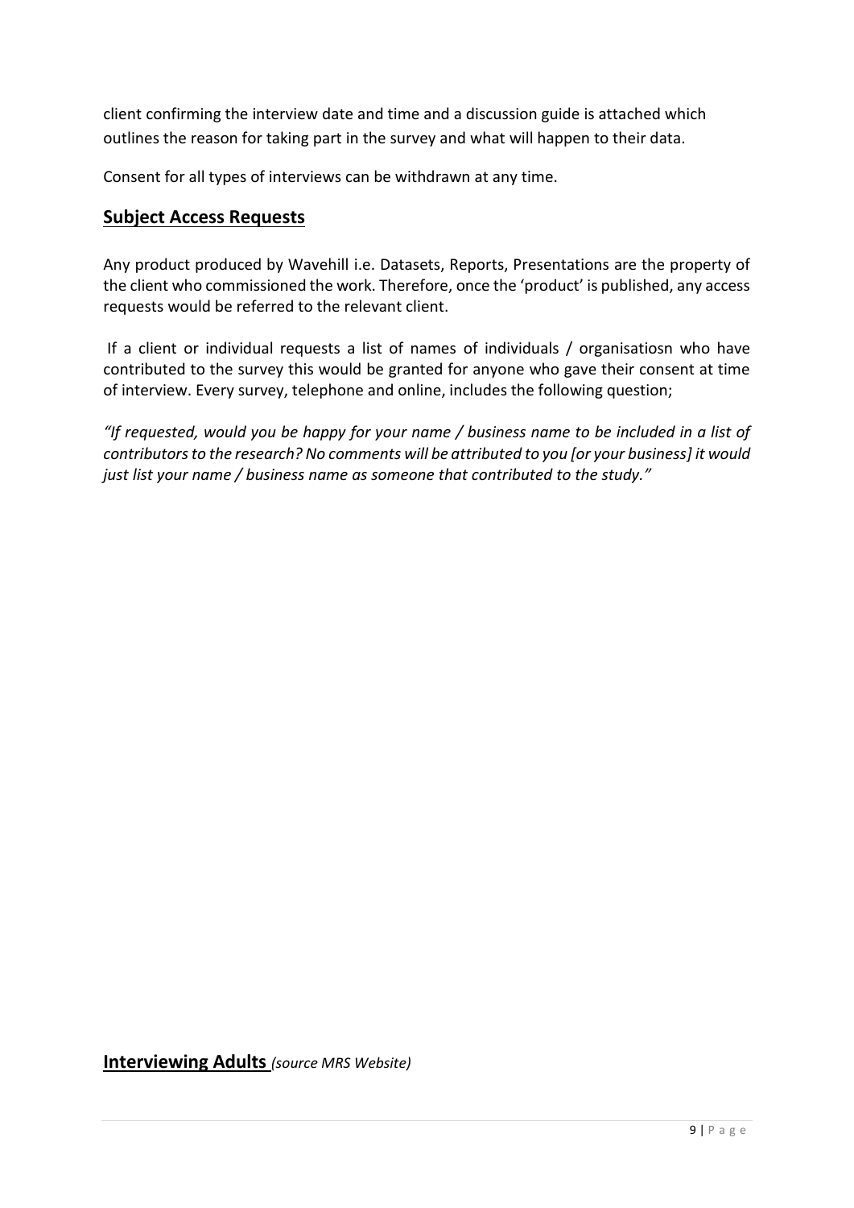client confirming the interview date and time and a discussion guide is attached which outlines the reason for taking part in the survey and what will happen to their data.

Consent for all types of interviews can be withdrawn at any time.

## Subject Access Requests

Any product produced by Wavehill i.e. Datasets, Reports, Presentations are the property of the client who commissioned the work. Therefore, once the 'product' is published, any access requests would be referred to the relevant client.

If a client or individual requests a list of names of individuals / organisatiosn who have contributed to the survey this would be granted for anyone who gave their consent at time of interview. Every survey, telephone and online, includes the following question;

*"If requested, would you be happy for your name / business name to be included in a list of contributors to the research? No comments will be attributed to you [or your business] it would just list your name / business name as someone that contributed to the study."*

## Interviewing Adults *(source MRS Website)*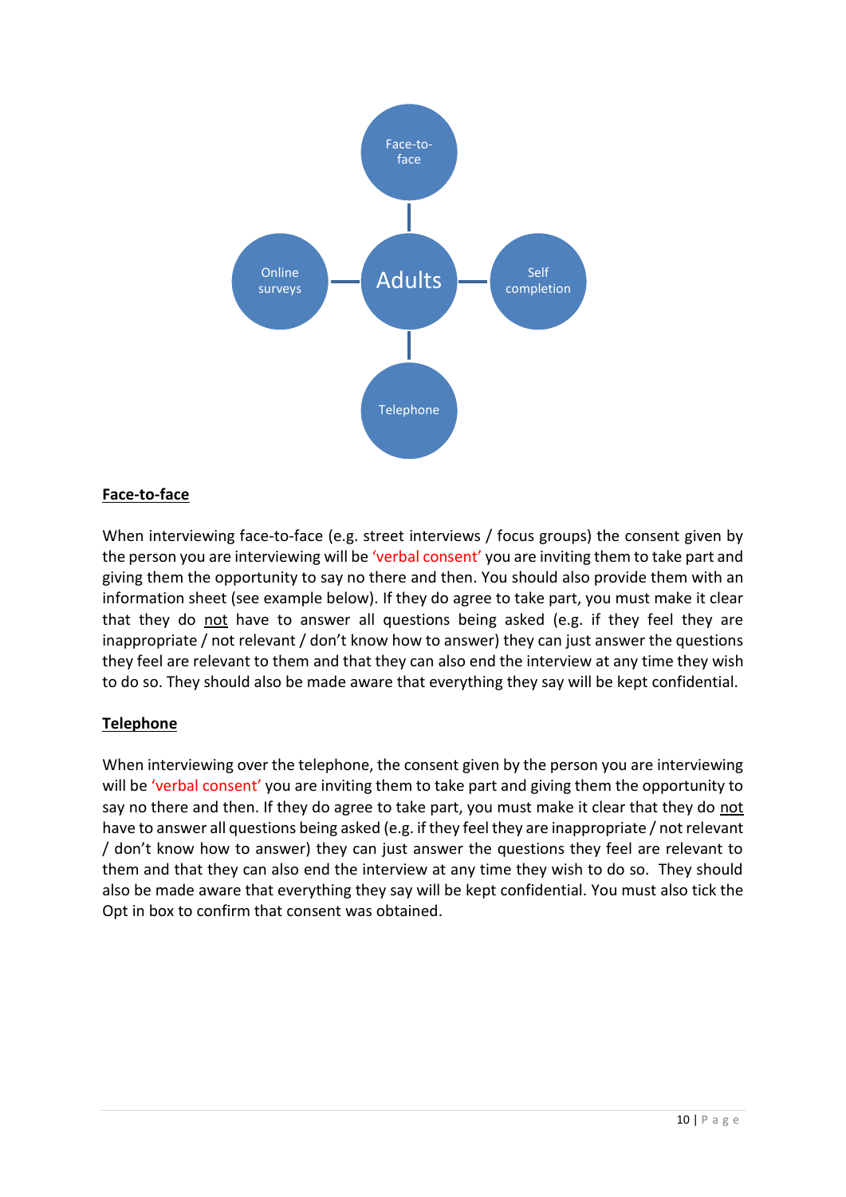Face-to-face

Online surveys

Adults

Self completion

Telephone

**Face-to-face**

When interviewing face-to-face (e.g. street interviews / focus groups) the consent given by the person you are interviewing will be 'verbal consent' you are inviting them to take part and giving them the opportunity to say no there and then. You should also provide them with an information sheet (see example below). If they do agree to take part, you must make it clear that they do not have to answer all questions being asked (e.g. if they feel they are inappropriate / not relevant / don't know how to answer) they can just answer the questions they feel are relevant to them and that they can also end the interview at any time they wish to do so. They should also be made aware that everything they say will be kept confidential.

**Telephone**

When interviewing over the telephone, the consent given by the person you are interviewing will be 'verbal consent' you are inviting them to take part and giving them the opportunity to say no there and then. If they do agree to take part, you must make it clear that they do not have to answer all questions being asked (e.g. if they feel they are inappropriate / not relevant / don't know how to answer) they can just answer the questions they feel are relevant to them and that they can also end the interview at any time they wish to do so. They should also be made aware that everything they say will be kept confidential. You must also tick the Opt in box to confirm that consent was obtained.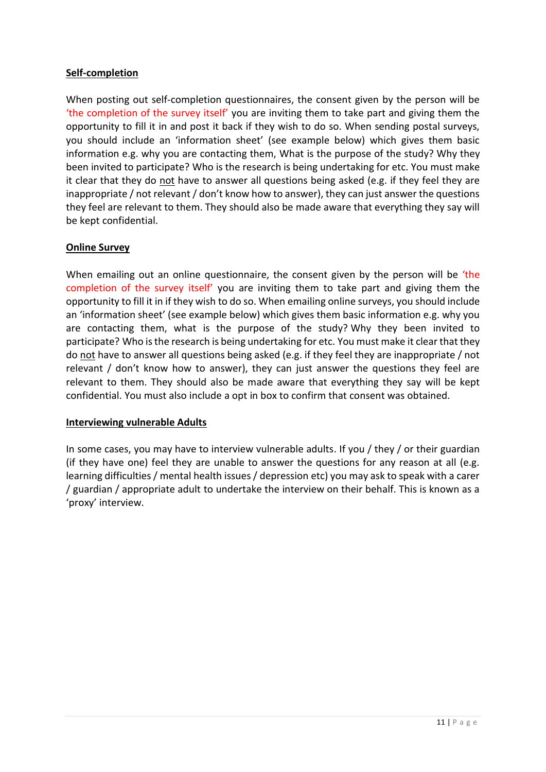**Self-completion**

When posting out self-completion questionnaires, the consent given by the person will be 'the completion of the survey itself' you are inviting them to take part and giving them the opportunity to fill it in and post it back if they wish to do so. When sending postal surveys, you should include an 'information sheet' (see example below) which gives them basic information e.g. why you are contacting them, What is the purpose of the study? Why they been invited to participate? Who is the research is being undertaking for etc. You must make it clear that they do not have to answer all questions being asked (e.g. if they feel they are inappropriate / not relevant / don't know how to answer), they can just answer the questions they feel are relevant to them. They should also be made aware that everything they say will be kept confidential.

**Online Survey**

When emailing out an online questionnaire, the consent given by the person will be 'the completion of the survey itself' you are inviting them to take part and giving them the opportunity to fill it in if they wish to do so. When emailing online surveys, you should include an 'information sheet' (see example below) which gives them basic information e.g. why you are contacting them, what is the purpose of the study? Why they been invited to participate? Who is the research is being undertaking for etc. You must make it clear that they do not have to answer all questions being asked (e.g. if they feel they are inappropriate / not relevant / don't know how to answer), they can just answer the questions they feel are relevant to them. They should also be made aware that everything they say will be kept confidential. You must also include a opt in box to confirm that consent was obtained.

**Interviewing vulnerable Adults**

In some cases, you may have to interview vulnerable adults. If you / they / or their guardian (if they have one) feel they are unable to answer the questions for any reason at all (e.g. learning difficulties / mental health issues / depression etc) you may ask to speak with a carer / guardian / appropriate adult to undertake the interview on their behalf. This is known as a 'proxy' interview.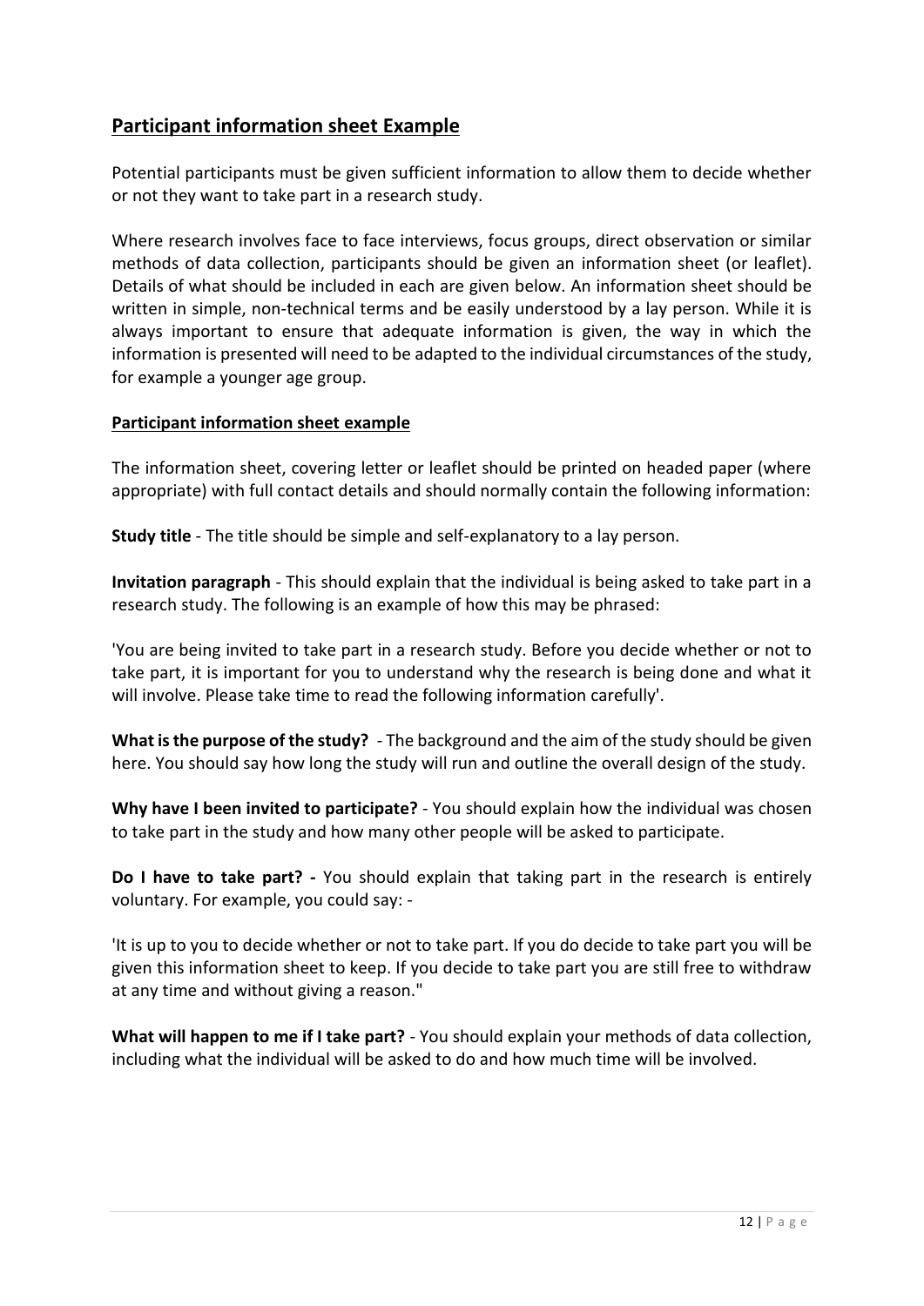## Participant information sheet Example

Potential participants must be given sufficient information to allow them to decide whether or not they want to take part in a research study.

Where research involves face to face interviews, focus groups, direct observation or similar methods of data collection, participants should be given an information sheet (or leaflet). Details of what should be included in each are given below. An information sheet should be written in simple, non-technical terms and be easily understood by a lay person. While it is always important to ensure that adequate information is given, the way in which the information is presented will need to be adapted to the individual circumstances of the study, for example a younger age group.

### Participant information sheet example

The information sheet, covering letter or leaflet should be printed on headed paper (where appropriate) with full contact details and should normally contain the following information:

**Study title** - The title should be simple and self-explanatory to a lay person.

**Invitation paragraph** - This should explain that the individual is being asked to take part in a research study. The following is an example of how this may be phrased:

'You are being invited to take part in a research study. Before you decide whether or not to take part, it is important for you to understand why the research is being done and what it will involve. Please take time to read the following information carefully'.

**What is the purpose of the study?** - The background and the aim of the study should be given here. You should say how long the study will run and outline the overall design of the study.

**Why have I been invited to participate?** - You should explain how the individual was chosen to take part in the study and how many other people will be asked to participate.

**Do I have to take part? -** You should explain that taking part in the research is entirely voluntary. For example, you could say: -

'It is up to you to decide whether or not to take part. If you do decide to take part you will be given this information sheet to keep. If you decide to take part you are still free to withdraw at any time and without giving a reason."

**What will happen to me if I take part?** - You should explain your methods of data collection, including what the individual will be asked to do and how much time will be involved.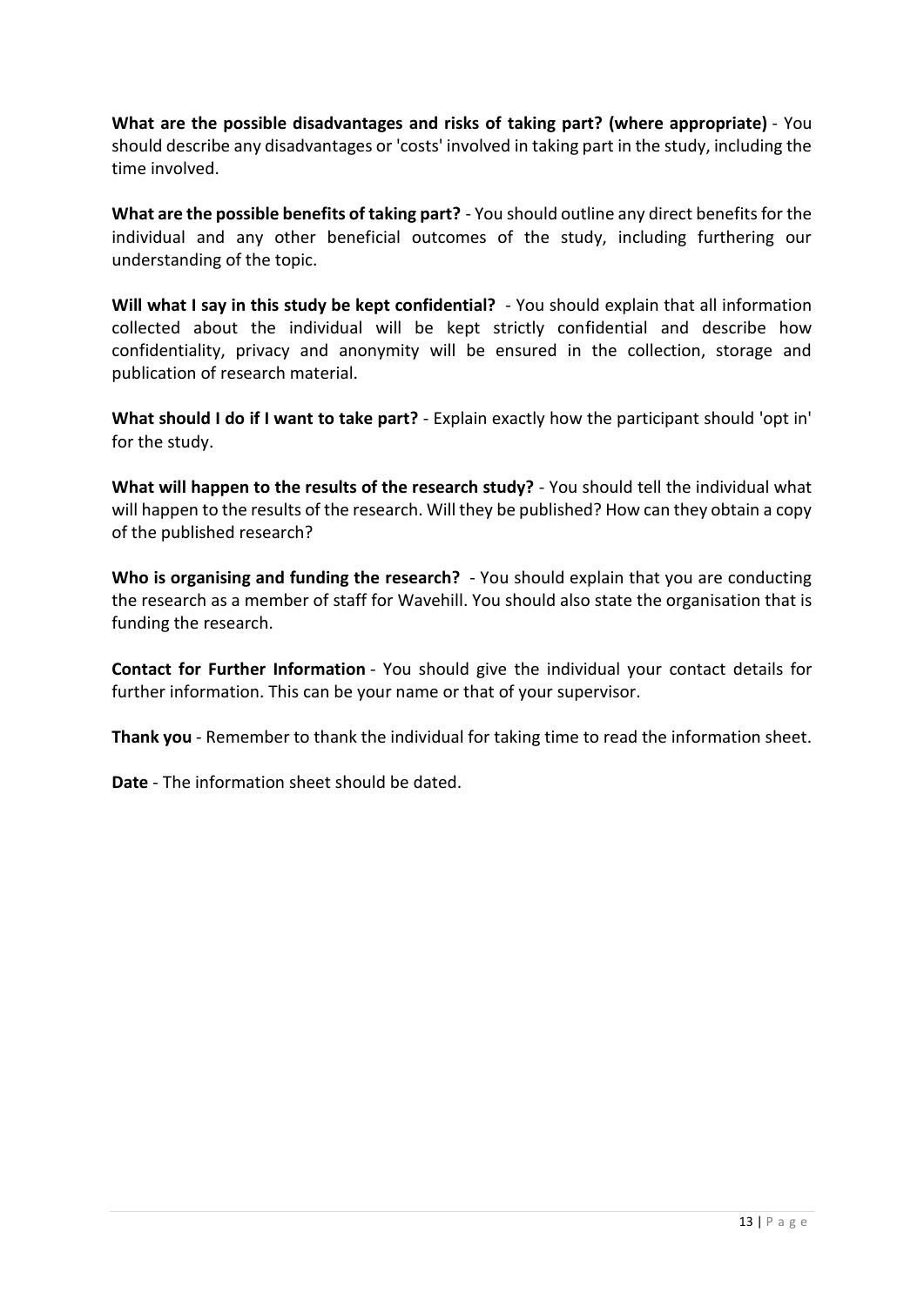**What are the possible disadvantages and risks of taking part? (where appropriate)** - You should describe any disadvantages or 'costs' involved in taking part in the study, including the time involved.

**What are the possible benefits of taking part?** - You should outline any direct benefits for the individual and any other beneficial outcomes of the study, including furthering our understanding of the topic.

**Will what I say in this study be kept confidential?** - You should explain that all information collected about the individual will be kept strictly confidential and describe how confidentiality, privacy and anonymity will be ensured in the collection, storage and publication of research material.

**What should I do if I want to take part?** - Explain exactly how the participant should 'opt in' for the study.

**What will happen to the results of the research study?** - You should tell the individual what will happen to the results of the research. Will they be published? How can they obtain a copy of the published research?

**Who is organising and funding the research?** - You should explain that you are conducting the research as a member of staff for Wavehill. You should also state the organisation that is funding the research.

**Contact for Further Information** - You should give the individual your contact details for further information. This can be your name or that of your supervisor.

**Thank you** - Remember to thank the individual for taking time to read the information sheet.

**Date** - The information sheet should be dated.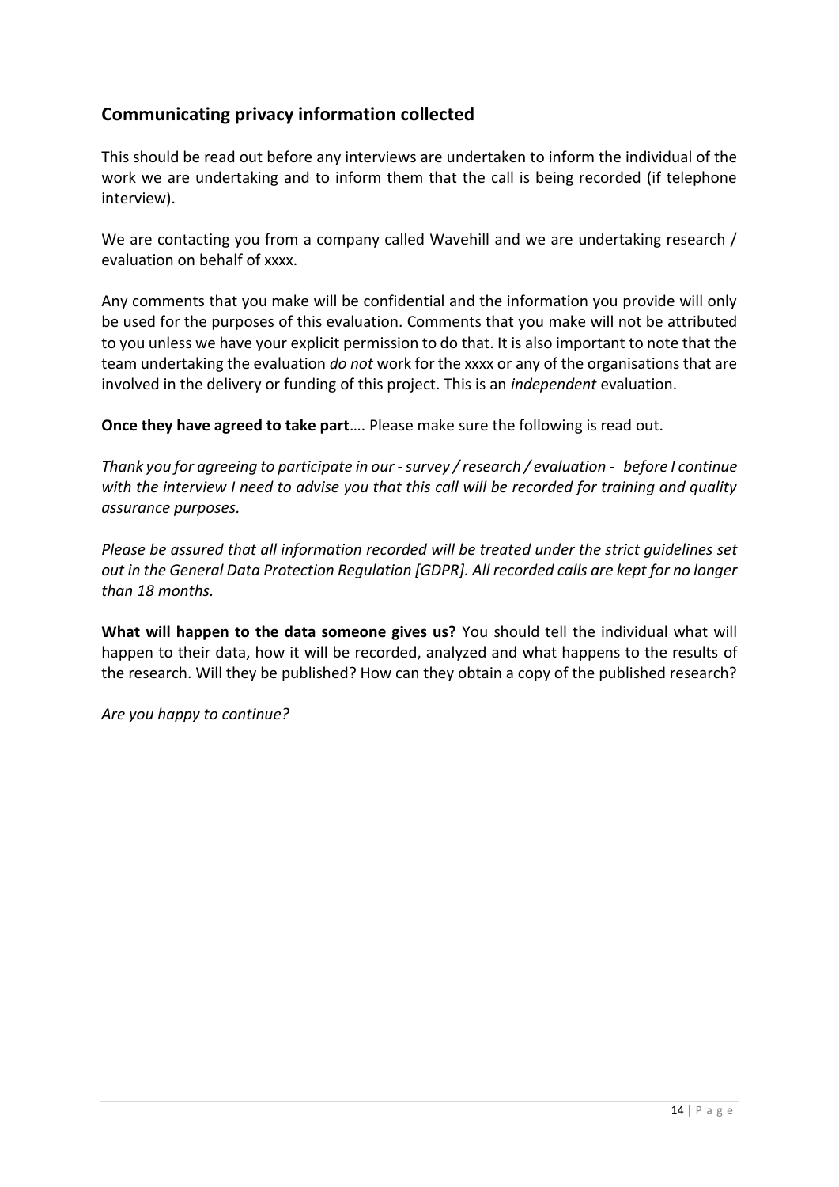## Communicating privacy information collected

This should be read out before any interviews are undertaken to inform the individual of the work we are undertaking and to inform them that the call is being recorded (if telephone interview).

We are contacting you from a company called Wavehill and we are undertaking research / evaluation on behalf of xxxx.

Any comments that you make will be confidential and the information you provide will only be used for the purposes of this evaluation. Comments that you make will not be attributed to you unless we have your explicit permission to do that. It is also important to note that the team undertaking the evaluation *do not* work for the xxxx or any of the organisations that are involved in the delivery or funding of this project. This is an *independent* evaluation.

**Once they have agreed to take part**…. Please make sure the following is read out.

*Thank you for agreeing to participate in our - survey / research / evaluation - before I continue with the interview I need to advise you that this call will be recorded for training and quality assurance purposes.*

*Please be assured that all information recorded will be treated under the strict guidelines set out in the General Data Protection Regulation [GDPR]. All recorded calls are kept for no longer than 18 months.*

**What will happen to the data someone gives us?** You should tell the individual what will happen to their data, how it will be recorded, analyzed and what happens to the results of the research. Will they be published? How can they obtain a copy of the published research?

*Are you happy to continue?*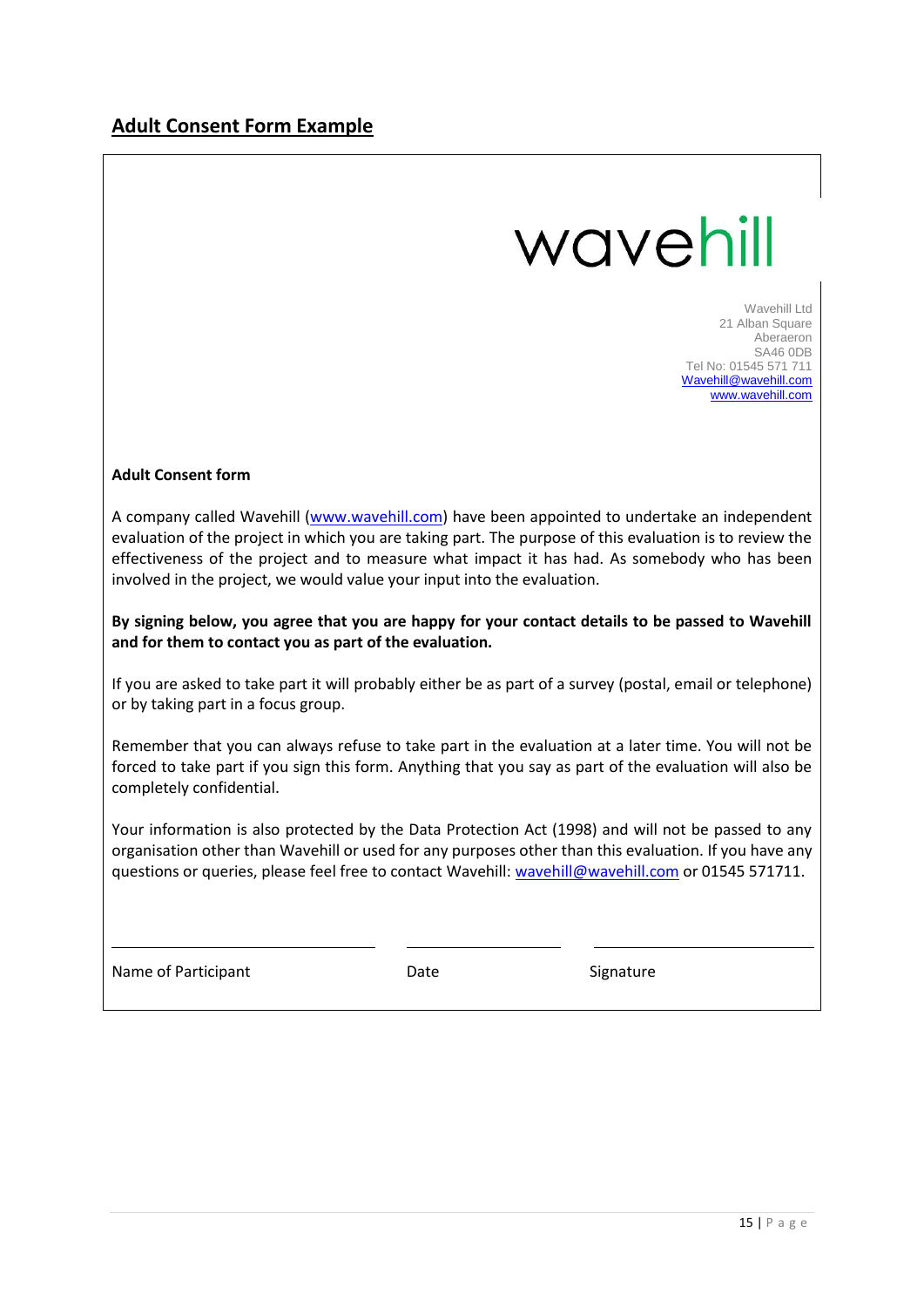## Adult Consent Form Example

wavehill

Wavehill Ltd
21 Alban Square
Aberaeron
SA46 0DB
Tel No: 01545 571 711
Wavehill@wavehill.com
www.wavehill.com

**Adult Consent form**

A company called Wavehill (www.wavehill.com) have been appointed to undertake an independent evaluation of the project in which you are taking part. The purpose of this evaluation is to review the effectiveness of the project and to measure what impact it has had. As somebody who has been involved in the project, we would value your input into the evaluation.

**By signing below, you agree that you are happy for your contact details to be passed to Wavehill and for them to contact you as part of the evaluation.**

If you are asked to take part it will probably either be as part of a survey (postal, email or telephone) or by taking part in a focus group.

Remember that you can always refuse to take part in the evaluation at a later time. You will not be forced to take part if you sign this form. Anything that you say as part of the evaluation will also be completely confidential.

Your information is also protected by the Data Protection Act (1998) and will not be passed to any organisation other than Wavehill or used for any purposes other than this evaluation. If you have any questions or queries, please feel free to contact Wavehill: wavehill@wavehill.com or 01545 571711.

| ____________________ | ____________ | ____________________ |
|---|---|---|
| Name of Participant | Date | Signature |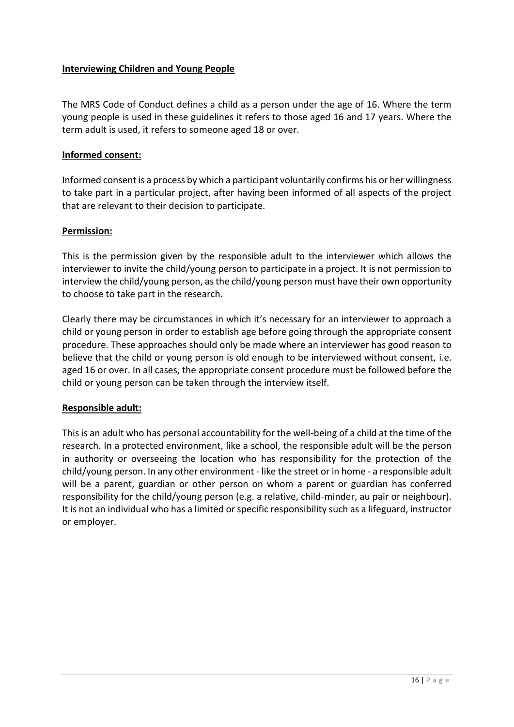## Interviewing Children and Young People

The MRS Code of Conduct defines a child as a person under the age of 16. Where the term young people is used in these guidelines it refers to those aged 16 and 17 years. Where the term adult is used, it refers to someone aged 18 or over.

### Informed consent:

Informed consent is a process by which a participant voluntarily confirms his or her willingness to take part in a particular project, after having been informed of all aspects of the project that are relevant to their decision to participate.

### Permission:

This is the permission given by the responsible adult to the interviewer which allows the interviewer to invite the child/young person to participate in a project. It is not permission to interview the child/young person, as the child/young person must have their own opportunity to choose to take part in the research.

Clearly there may be circumstances in which it's necessary for an interviewer to approach a child or young person in order to establish age before going through the appropriate consent procedure. These approaches should only be made where an interviewer has good reason to believe that the child or young person is old enough to be interviewed without consent, i.e. aged 16 or over. In all cases, the appropriate consent procedure must be followed before the child or young person can be taken through the interview itself.

### Responsible adult:

This is an adult who has personal accountability for the well-being of a child at the time of the research. In a protected environment, like a school, the responsible adult will be the person in authority or overseeing the location who has responsibility for the protection of the child/young person. In any other environment - like the street or in home - a responsible adult will be a parent, guardian or other person on whom a parent or guardian has conferred responsibility for the child/young person (e.g. a relative, child-minder, au pair or neighbour). It is not an individual who has a limited or specific responsibility such as a lifeguard, instructor or employer.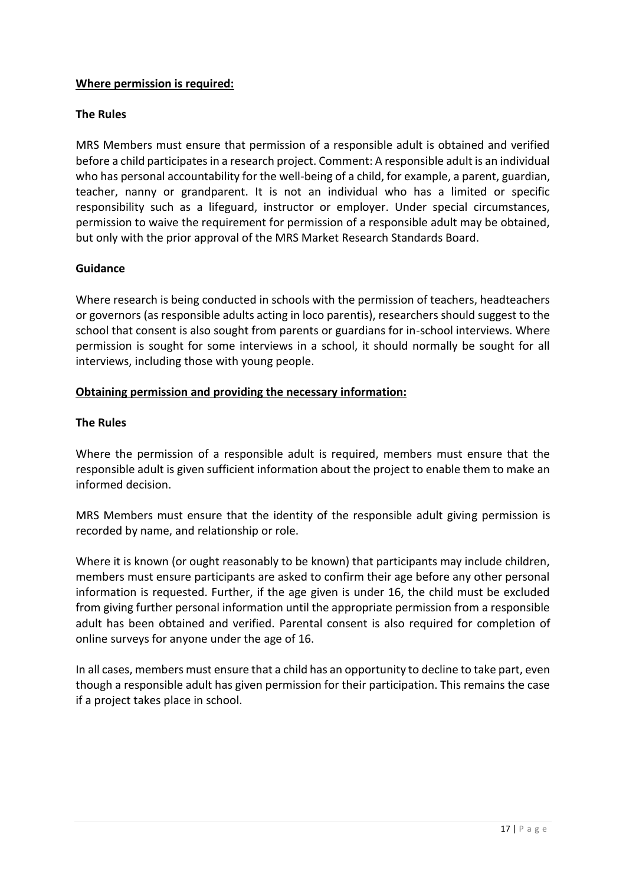**<u>Where permission is required:</u>**

**The Rules**

MRS Members must ensure that permission of a responsible adult is obtained and verified before a child participates in a research project. Comment: A responsible adult is an individual who has personal accountability for the well-being of a child, for example, a parent, guardian, teacher, nanny or grandparent. It is not an individual who has a limited or specific responsibility such as a lifeguard, instructor or employer. Under special circumstances, permission to waive the requirement for permission of a responsible adult may be obtained, but only with the prior approval of the MRS Market Research Standards Board.

**Guidance**

Where research is being conducted in schools with the permission of teachers, headteachers or governors (as responsible adults acting in loco parentis), researchers should suggest to the school that consent is also sought from parents or guardians for in-school interviews. Where permission is sought for some interviews in a school, it should normally be sought for all interviews, including those with young people.

**<u>Obtaining permission and providing the necessary information:</u>**

**The Rules**

Where the permission of a responsible adult is required, members must ensure that the responsible adult is given sufficient information about the project to enable them to make an informed decision.

MRS Members must ensure that the identity of the responsible adult giving permission is recorded by name, and relationship or role.

Where it is known (or ought reasonably to be known) that participants may include children, members must ensure participants are asked to confirm their age before any other personal information is requested. Further, if the age given is under 16, the child must be excluded from giving further personal information until the appropriate permission from a responsible adult has been obtained and verified. Parental consent is also required for completion of online surveys for anyone under the age of 16.

In all cases, members must ensure that a child has an opportunity to decline to take part, even though a responsible adult has given permission for their participation. This remains the case if a project takes place in school.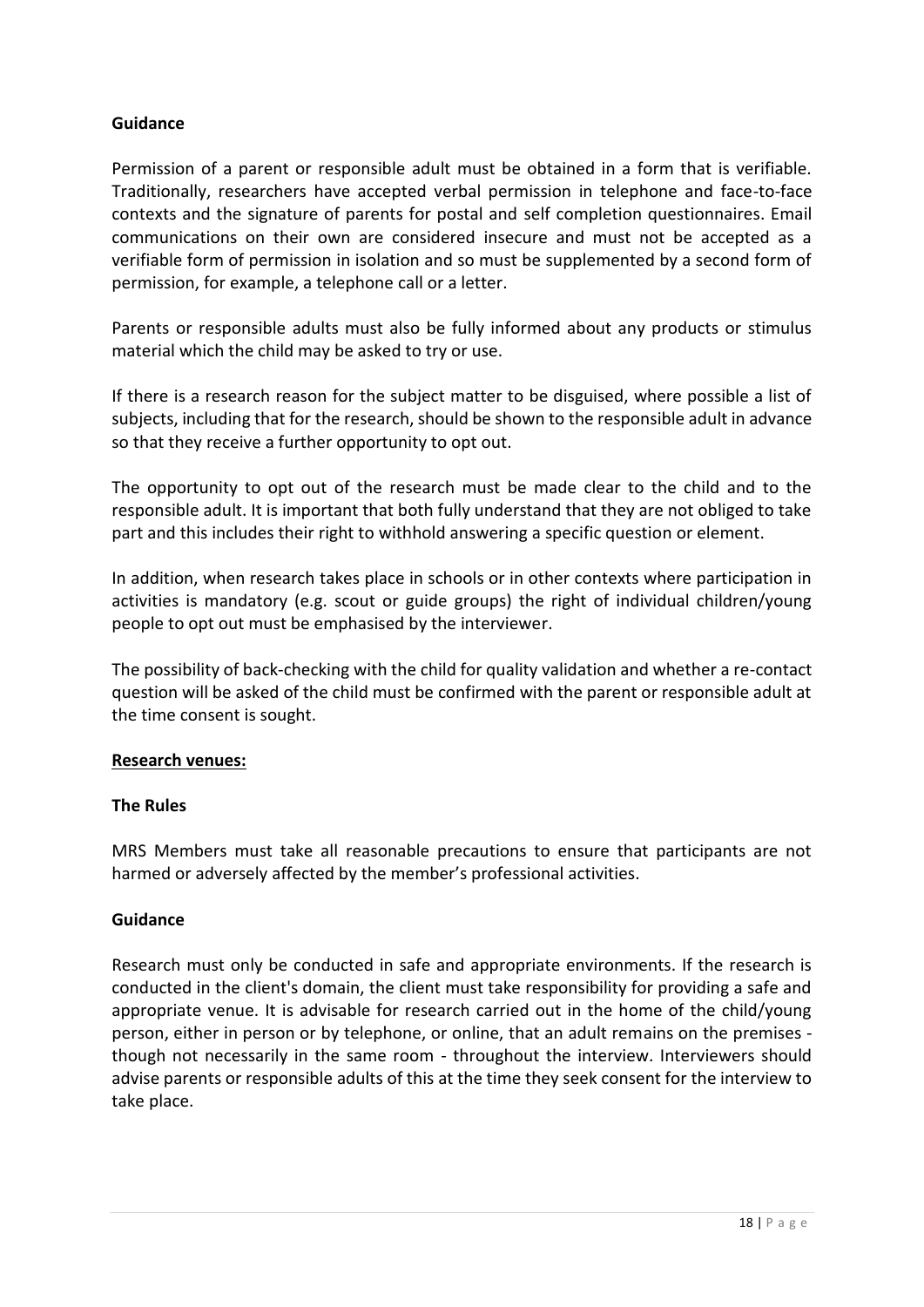**Guidance**

Permission of a parent or responsible adult must be obtained in a form that is verifiable. Traditionally, researchers have accepted verbal permission in telephone and face-to-face contexts and the signature of parents for postal and self completion questionnaires. Email communications on their own are considered insecure and must not be accepted as a verifiable form of permission in isolation and so must be supplemented by a second form of permission, for example, a telephone call or a letter.

Parents or responsible adults must also be fully informed about any products or stimulus material which the child may be asked to try or use.

If there is a research reason for the subject matter to be disguised, where possible a list of subjects, including that for the research, should be shown to the responsible adult in advance so that they receive a further opportunity to opt out.

The opportunity to opt out of the research must be made clear to the child and to the responsible adult. It is important that both fully understand that they are not obliged to take part and this includes their right to withhold answering a specific question or element.

In addition, when research takes place in schools or in other contexts where participation in activities is mandatory (e.g. scout or guide groups) the right of individual children/young people to opt out must be emphasised by the interviewer.

The possibility of back-checking with the child for quality validation and whether a re-contact question will be asked of the child must be confirmed with the parent or responsible adult at the time consent is sought.

**Research venues:**

**The Rules**

MRS Members must take all reasonable precautions to ensure that participants are not harmed or adversely affected by the member's professional activities.

**Guidance**

Research must only be conducted in safe and appropriate environments. If the research is conducted in the client's domain, the client must take responsibility for providing a safe and appropriate venue. It is advisable for research carried out in the home of the child/young person, either in person or by telephone, or online, that an adult remains on the premises - though not necessarily in the same room - throughout the interview. Interviewers should advise parents or responsible adults of this at the time they seek consent for the interview to take place.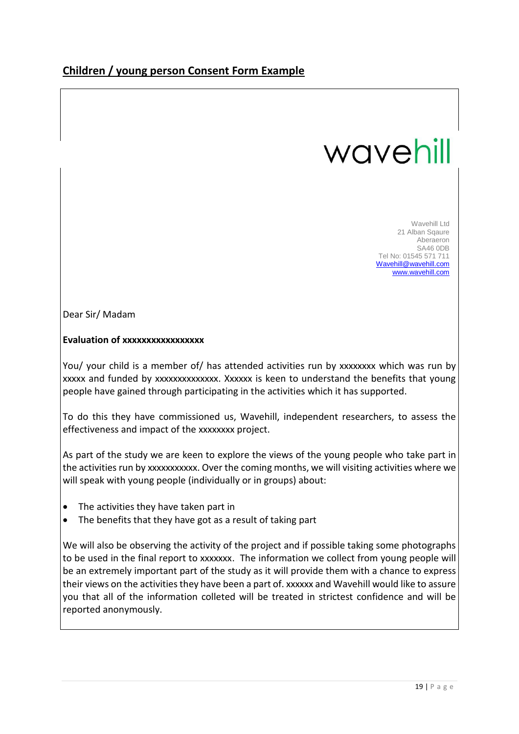## Children / young person Consent Form Example

wavehill

Wavehill Ltd
21 Alban Sqaure
Aberaeron
SA46 0DB
Tel No: 01545 571 711
Wavehill@wavehill.com
www.wavehill.com

Dear Sir/ Madam

**Evaluation of xxxxxxxxxxxxxxxxx**

You/ your child is a member of/ has attended activities run by xxxxxxxx which was run by xxxxx and funded by xxxxxxxxxxxxxx. Xxxxxx is keen to understand the benefits that young people have gained through participating in the activities which it has supported.

To do this they have commissioned us, Wavehill, independent researchers, to assess the effectiveness and impact of the xxxxxxxx project.

As part of the study we are keen to explore the views of the young people who take part in the activities run by xxxxxxxxxxx. Over the coming months, we will visiting activities where we will speak with young people (individually or in groups) about:

- The activities they have taken part in
- The benefits that they have got as a result of taking part

We will also be observing the activity of the project and if possible taking some photographs to be used in the final report to xxxxxxx. The information we collect from young people will be an extremely important part of the study as it will provide them with a chance to express their views on the activities they have been a part of. xxxxxx and Wavehill would like to assure you that all of the information colleted will be treated in strictest confidence and will be reported anonymously.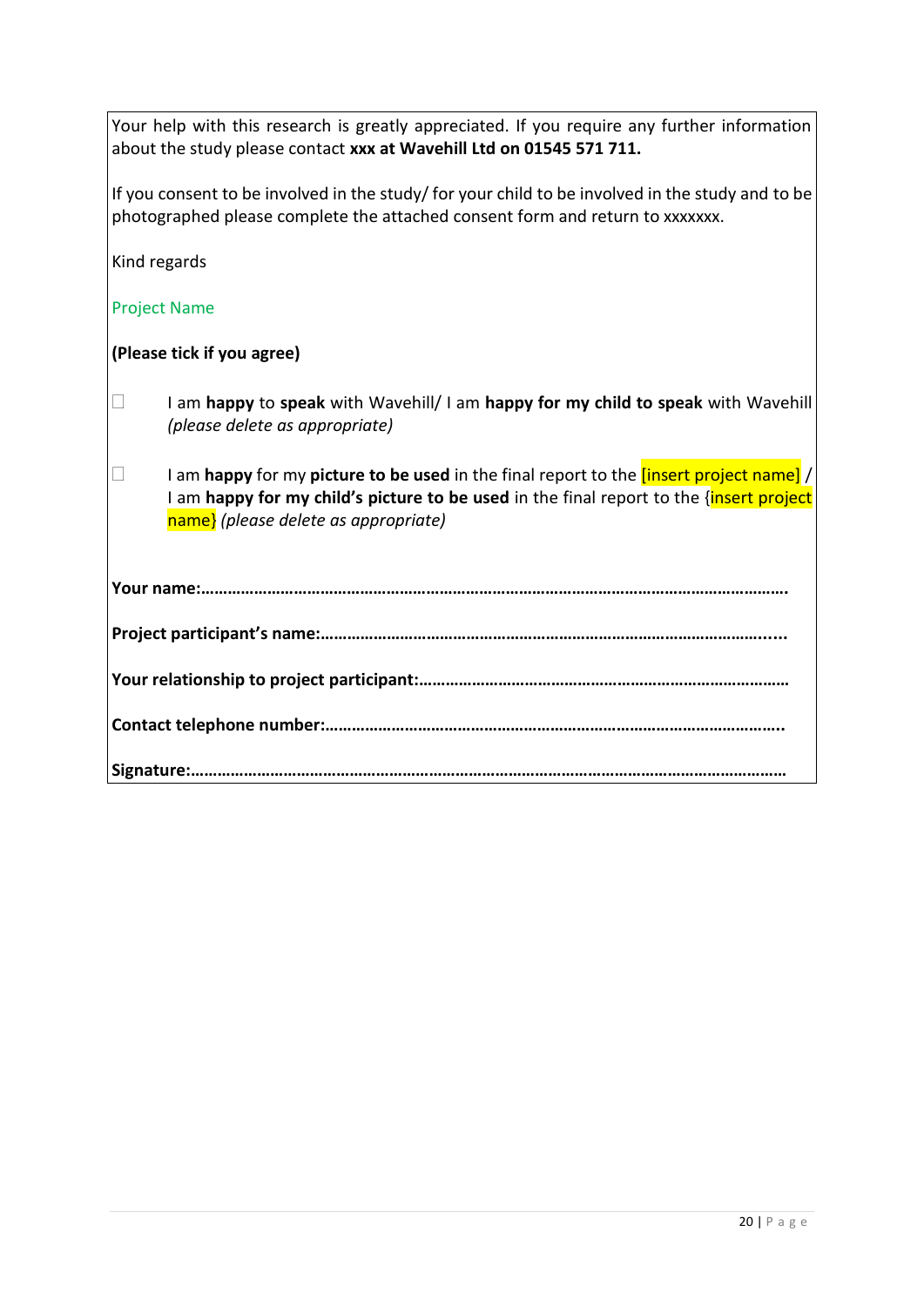Your help with this research is greatly appreciated. If you require any further information about the study please contact **xxx at Wavehill Ltd on 01545 571 711.**

If you consent to be involved in the study/ for your child to be involved in the study and to be photographed please complete the attached consent form and return to xxxxxxx.

Kind regards

Project Name

**(Please tick if you agree)**

- ☐ I am **happy** to **speak** with Wavehill/ I am **happy for my child to speak** with Wavehill *(please delete as appropriate)*

- ☐ I am **happy** for my **picture to be used** in the final report to the [insert project name] / I am **happy for my child's picture to be used** in the final report to the {insert project name} *(please delete as appropriate)*

**Your name:………………………………………………………………………………………………………………….**

**Project participant's name:……………………………………………………………………………………......**

**Your relationship to project participant:…………………………………………………………………………**

**Contact telephone number:…………………………………………………………………………………………..**

**Signature:……………………………………………………………………………………………………………………**